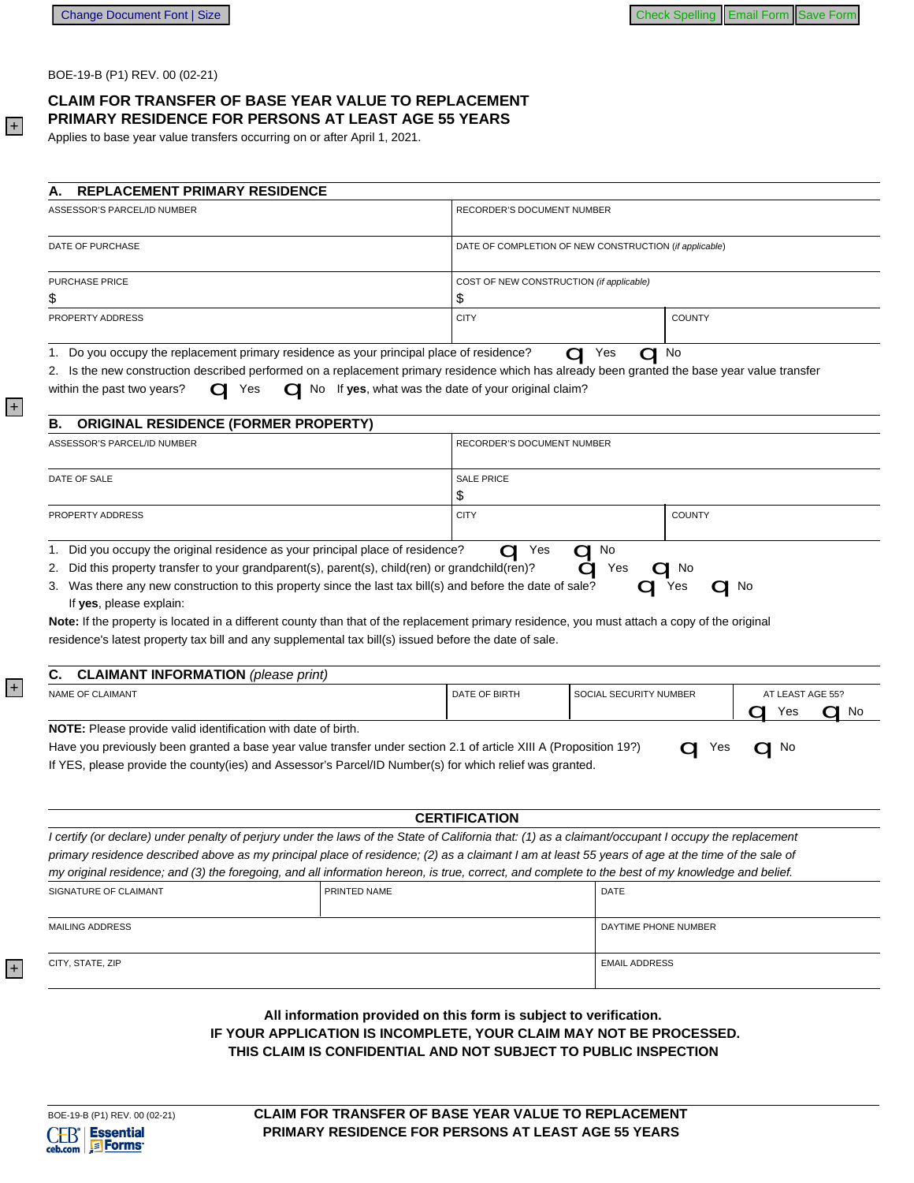BOE-19-B (P1) REV. 00 (02-21)

# CLAIM FOR TRANSFER OF BASE YEAR VALUE TO REPLACEMENT PRIMARY RESIDENCE FOR PERSONS AT LEAST AGE 55 YEARS

Applies to base year value transfers occurring on or after April 1, 2021.

## A. REPLACEMENT PRIMARY RESIDENCE

| ASSESSOR'S PARCEL/ID NUMBER | RECORDER'S DOCUMENT NUMBER | |
|---|---|---|
| DATE OF PURCHASE | DATE OF COMPLETION OF NEW CONSTRUCTION *(if applicable)* | |
| PURCHASE PRICE<br>$ | COST OF NEW CONSTRUCTION *(if applicable)*<br>$ | |
| PROPERTY ADDRESS | CITY | COUNTY |

1. Do you occupy the replacement primary residence as your principal place of residence? ☐ Yes ☐ No
2. Is the new construction described performed on a replacement primary residence which has already been granted the base year value transfer within the past two years? ☐ Yes ☐ No If **yes**, what was the date of your original claim?

## B. ORIGINAL RESIDENCE (FORMER PROPERTY)

| ASSESSOR'S PARCEL/ID NUMBER | RECORDER'S DOCUMENT NUMBER | |
|---|---|---|
| DATE OF SALE | SALE PRICE<br>$ | |
| PROPERTY ADDRESS | CITY | COUNTY |

1. Did you occupy the original residence as your principal place of residence? ☐ Yes ☐ No
2. Did this property transfer to your grandparent(s), parent(s), child(ren) or grandchild(ren)? ☐ Yes ☐ No
3. Was there any new construction to this property since the last tax bill(s) and before the date of sale? ☐ Yes ☐ No
   If **yes**, please explain:

**Note:** If the property is located in a different county than that of the replacement primary residence, you must attach a copy of the original residence's latest property tax bill and any supplemental tax bill(s) issued before the date of sale.

## C. CLAIMANT INFORMATION *(please print)*

| NAME OF CLAIMANT | DATE OF BIRTH | SOCIAL SECURITY NUMBER | AT LEAST AGE 55? |
|---|---|---|---|
| | | | ☐ Yes ☐ No |

**NOTE:** Please provide valid identification with date of birth.

Have you previously been granted a base year value transfer under section 2.1 of article XIII A (Proposition 19?) ☐ Yes ☐ No

If YES, please provide the county(ies) and Assessor's Parcel/ID Number(s) for which relief was granted.

## CERTIFICATION

*I certify (or declare) under penalty of perjury under the laws of the State of California that: (1) as a claimant/occupant I occupy the replacement primary residence described above as my principal place of residence; (2) as a claimant I am at least 55 years of age at the time of the sale of my original residence; and (3) the foregoing, and all information hereon, is true, correct, and complete to the best of my knowledge and belief.*

| SIGNATURE OF CLAIMANT | PRINTED NAME | DATE |
|---|---|---|
| MAILING ADDRESS | | DAYTIME PHONE NUMBER |
| CITY, STATE, ZIP | | EMAIL ADDRESS |

**All information provided on this form is subject to verification.**
**IF YOUR APPLICATION IS INCOMPLETE, YOUR CLAIM MAY NOT BE PROCESSED.**
**THIS CLAIM IS CONFIDENTIAL AND NOT SUBJECT TO PUBLIC INSPECTION**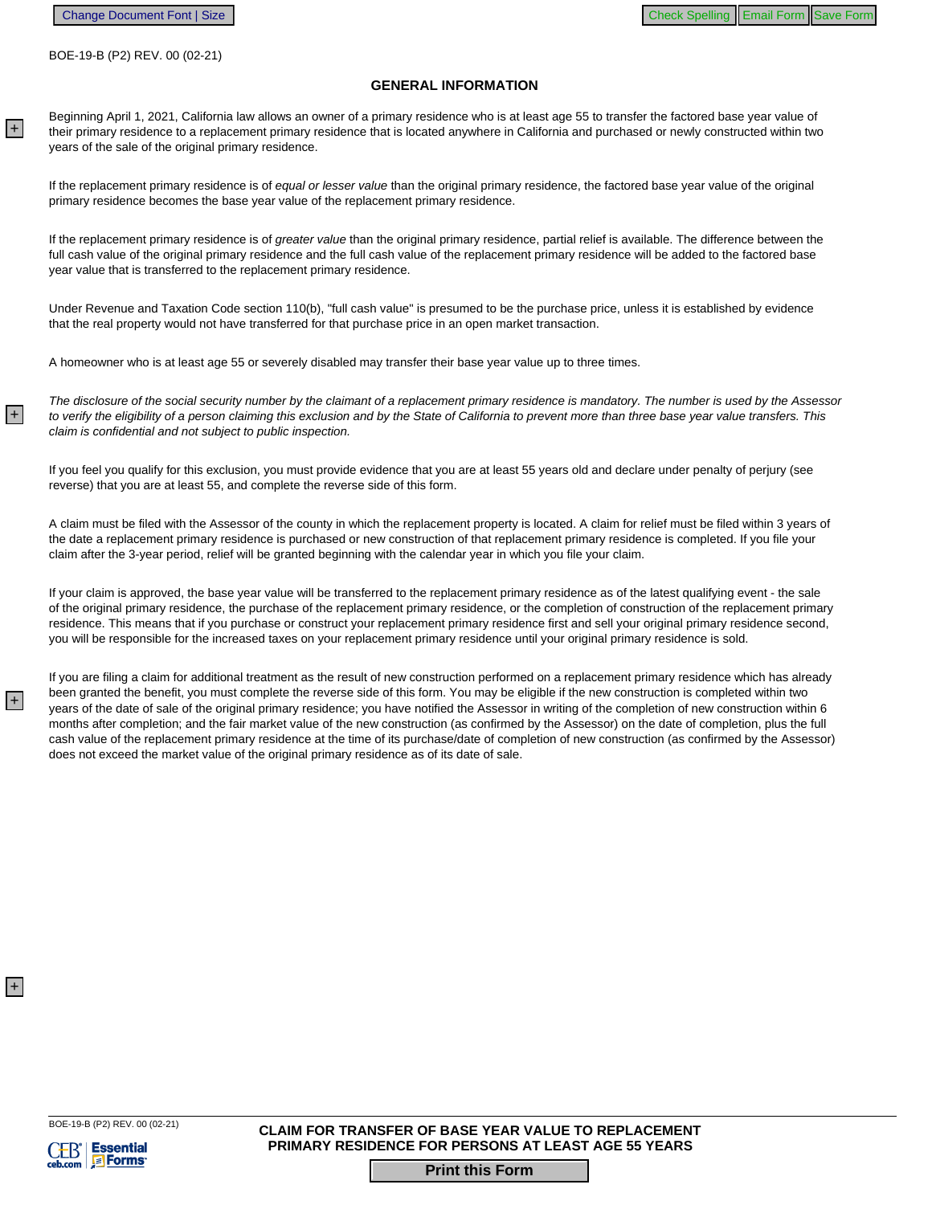BOE-19-B (P2) REV. 00 (02-21)

## GENERAL INFORMATION

Beginning April 1, 2021, California law allows an owner of a primary residence who is at least age 55 to transfer the factored base year value of their primary residence to a replacement primary residence that is located anywhere in California and purchased or newly constructed within two years of the sale of the original primary residence.

If the replacement primary residence is of *equal or lesser value* than the original primary residence, the factored base year value of the original primary residence becomes the base year value of the replacement primary residence.

If the replacement primary residence is of *greater value* than the original primary residence, partial relief is available. The difference between the full cash value of the original primary residence and the full cash value of the replacement primary residence will be added to the factored base year value that is transferred to the replacement primary residence.

Under Revenue and Taxation Code section 110(b), "full cash value" is presumed to be the purchase price, unless it is established by evidence that the real property would not have transferred for that purchase price in an open market transaction.

A homeowner who is at least age 55 or severely disabled may transfer their base year value up to three times.

*The disclosure of the social security number by the claimant of a replacement primary residence is mandatory. The number is used by the Assessor to verify the eligibility of a person claiming this exclusion and by the State of California to prevent more than three base year value transfers. This claim is confidential and not subject to public inspection.*

If you feel you qualify for this exclusion, you must provide evidence that you are at least 55 years old and declare under penalty of perjury (see reverse) that you are at least 55, and complete the reverse side of this form.

A claim must be filed with the Assessor of the county in which the replacement property is located. A claim for relief must be filed within 3 years of the date a replacement primary residence is purchased or new construction of that replacement primary residence is completed. If you file your claim after the 3-year period, relief will be granted beginning with the calendar year in which you file your claim.

If your claim is approved, the base year value will be transferred to the replacement primary residence as of the latest qualifying event - the sale of the original primary residence, the purchase of the replacement primary residence, or the completion of construction of the replacement primary residence. This means that if you purchase or construct your replacement primary residence first and sell your original primary residence second, you will be responsible for the increased taxes on your replacement primary residence until your original primary residence is sold.

If you are filing a claim for additional treatment as the result of new construction performed on a replacement primary residence which has already been granted the benefit, you must complete the reverse side of this form. You may be eligible if the new construction is completed within two years of the date of sale of the original primary residence; you have notified the Assessor in writing of the completion of new construction within 6 months after completion; and the fair market value of the new construction (as confirmed by the Assessor) on the date of completion, plus the full cash value of the replacement primary residence at the time of its purchase/date of completion of new construction (as confirmed by the Assessor) does not exceed the market value of the original primary residence as of its date of sale.

**CLAIM FOR TRANSFER OF BASE YEAR VALUE TO REPLACEMENT PRIMARY RESIDENCE FOR PERSONS AT LEAST AGE 55 YEARS**